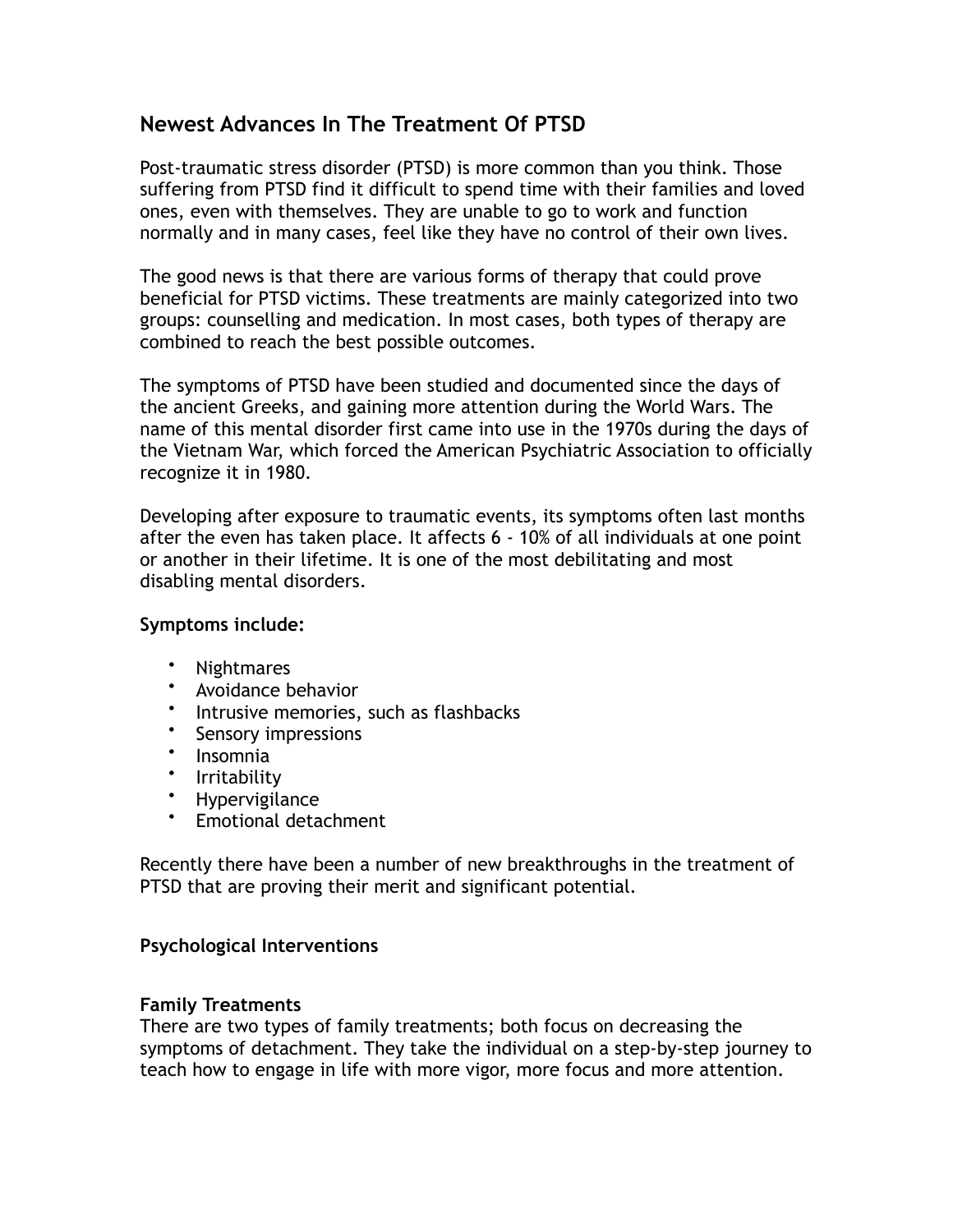# Newest Advances In The Treatment Of PTSD

Post-traumatic stress disorder (PTSD) is more common than you think. Those suffering from PTSD find it difficult to spend time with their families and loved ones, even with themselves. They are unable to go to work and function normally and in many cases, feel like they have no control of their own lives.

The good news is that there are various forms of therapy that could prove beneficial for PTSD victims. These treatments are mainly categorized into two groups: counselling and medication. In most cases, both types of therapy are combined to reach the best possible outcomes.

The symptoms of PTSD have been studied and documented since the days of the ancient Greeks, and gaining more attention during the World Wars. The name of this mental disorder first came into use in the 1970s during the days of the Vietnam War, which forced the American Psychiatric Association to officially recognize it in 1980.

Developing after exposure to traumatic events, its symptoms often last months after the even has taken place. It affects 6 - 10% of all individuals at one point or another in their lifetime. It is one of the most debilitating and most disabling mental disorders.

**Symptoms include:**

- Nightmares
- Avoidance behavior
- Intrusive memories, such as flashbacks
- Sensory impressions
- Insomnia
- Irritability
- Hypervigilance
- Emotional detachment

Recently there have been a number of new breakthroughs in the treatment of PTSD that are proving their merit and significant potential.

**Psychological Interventions**

**Family Treatments**

There are two types of family treatments; both focus on decreasing the symptoms of detachment. They take the individual on a step-by-step journey to teach how to engage in life with more vigor, more focus and more attention.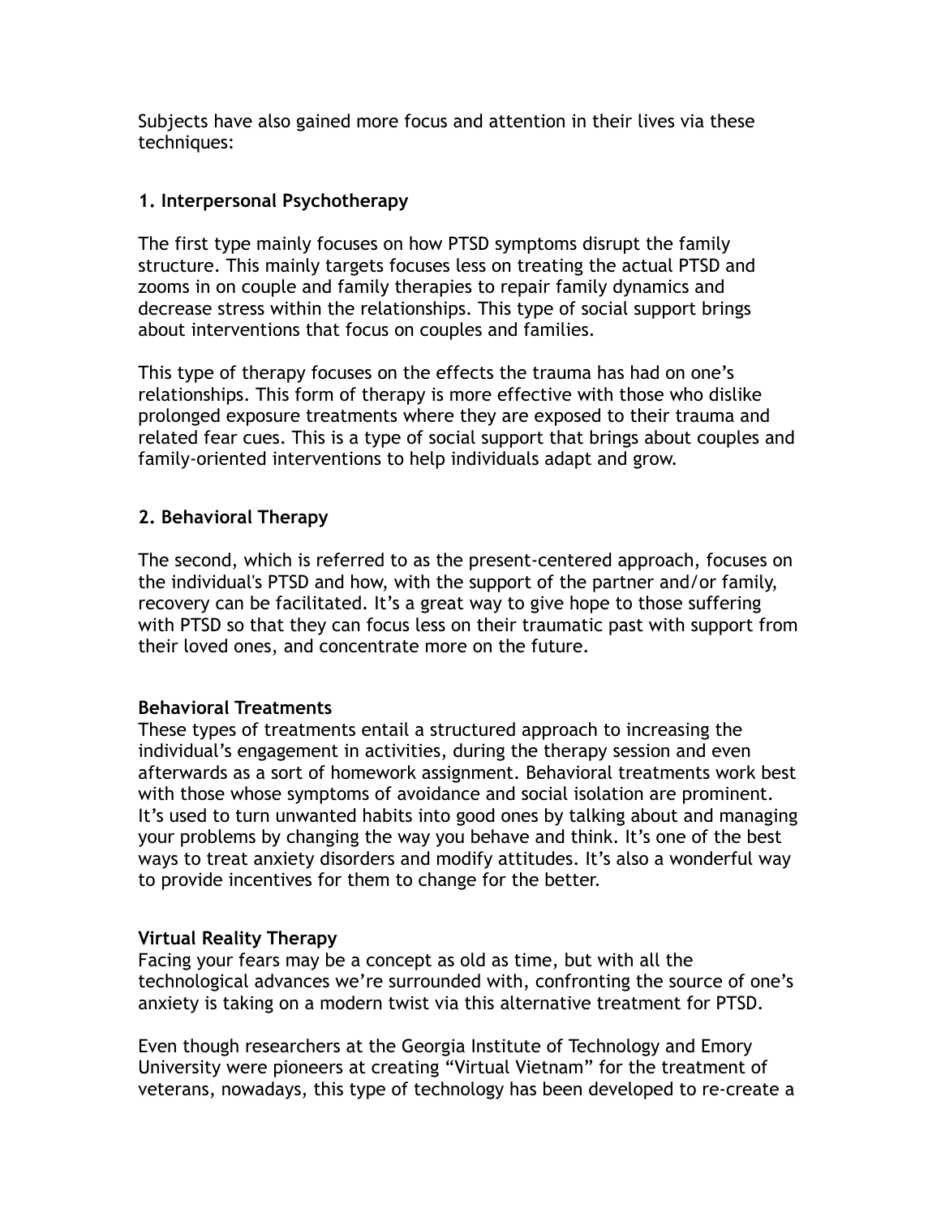Subjects have also gained more focus and attention in their lives via these techniques:

### 1. Interpersonal Psychotherapy

The first type mainly focuses on how PTSD symptoms disrupt the family structure. This mainly targets focuses less on treating the actual PTSD and zooms in on couple and family therapies to repair family dynamics and decrease stress within the relationships. This type of social support brings about interventions that focus on couples and families.

This type of therapy focuses on the effects the trauma has had on one's relationships. This form of therapy is more effective with those who dislike prolonged exposure treatments where they are exposed to their trauma and related fear cues. This is a type of social support that brings about couples and family-oriented interventions to help individuals adapt and grow.

### 2. Behavioral Therapy

The second, which is referred to as the present-centered approach, focuses on the individual's PTSD and how, with the support of the partner and/or family, recovery can be facilitated. It's a great way to give hope to those suffering with PTSD so that they can focus less on their traumatic past with support from their loved ones, and concentrate more on the future.

**Behavioral Treatments**

These types of treatments entail a structured approach to increasing the individual's engagement in activities, during the therapy session and even afterwards as a sort of homework assignment. Behavioral treatments work best with those whose symptoms of avoidance and social isolation are prominent. It's used to turn unwanted habits into good ones by talking about and managing your problems by changing the way you behave and think. It's one of the best ways to treat anxiety disorders and modify attitudes. It's also a wonderful way to provide incentives for them to change for the better.

**Virtual Reality Therapy**

Facing your fears may be a concept as old as time, but with all the technological advances we're surrounded with, confronting the source of one's anxiety is taking on a modern twist via this alternative treatment for PTSD.

Even though researchers at the Georgia Institute of Technology and Emory University were pioneers at creating "Virtual Vietnam" for the treatment of veterans, nowadays, this type of technology has been developed to re-create a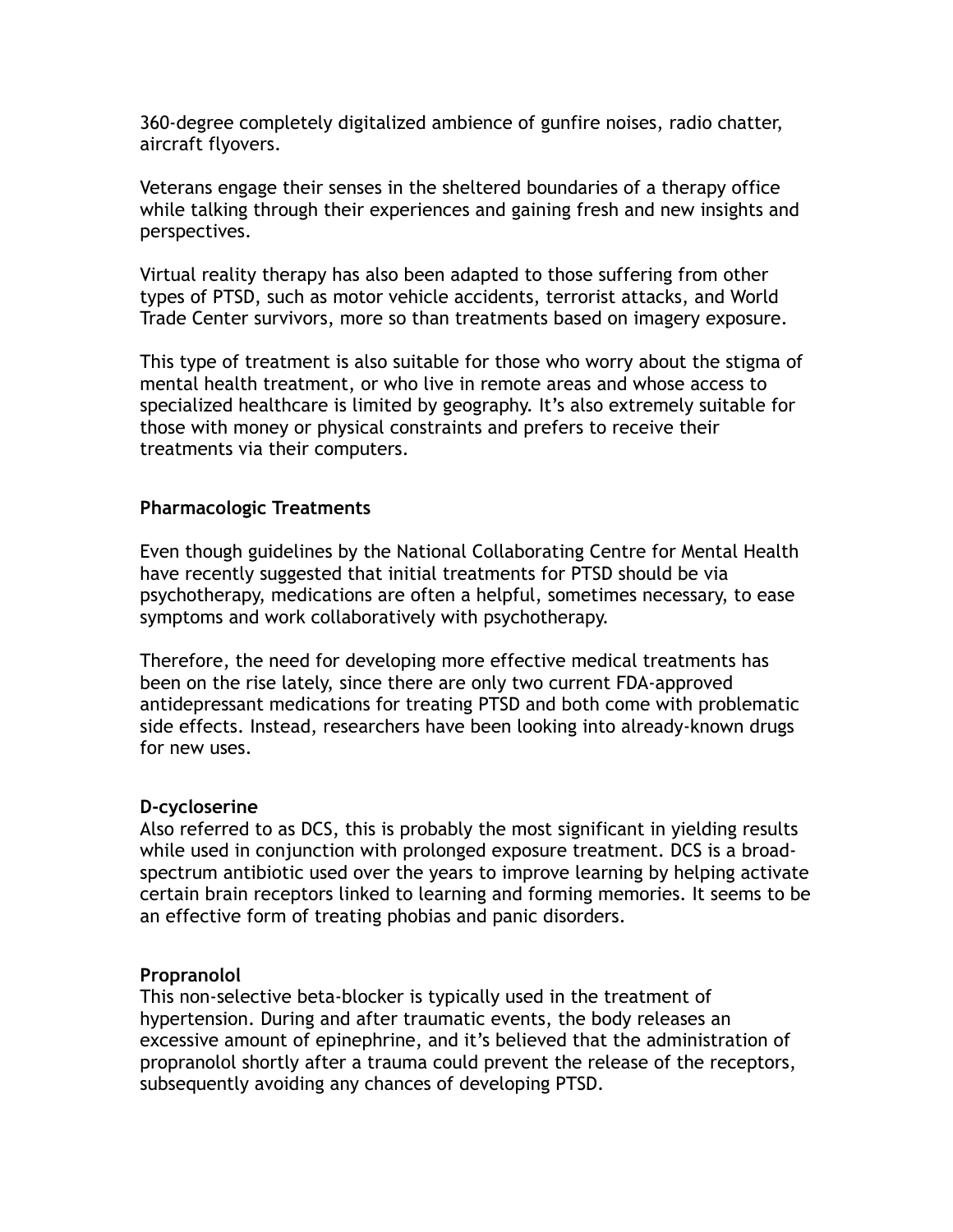360-degree completely digitalized ambience of gunfire noises, radio chatter, aircraft flyovers.

Veterans engage their senses in the sheltered boundaries of a therapy office while talking through their experiences and gaining fresh and new insights and perspectives.

Virtual reality therapy has also been adapted to those suffering from other types of PTSD, such as motor vehicle accidents, terrorist attacks, and World Trade Center survivors, more so than treatments based on imagery exposure.

This type of treatment is also suitable for those who worry about the stigma of mental health treatment, or who live in remote areas and whose access to specialized healthcare is limited by geography. It's also extremely suitable for those with money or physical constraints and prefers to receive their treatments via their computers.

### Pharmacologic Treatments

Even though guidelines by the National Collaborating Centre for Mental Health have recently suggested that initial treatments for PTSD should be via psychotherapy, medications are often a helpful, sometimes necessary, to ease symptoms and work collaboratively with psychotherapy.

Therefore, the need for developing more effective medical treatments has been on the rise lately, since there are only two current FDA-approved antidepressant medications for treating PTSD and both come with problematic side effects. Instead, researchers have been looking into already-known drugs for new uses.

#### D-cycloserine

Also referred to as DCS, this is probably the most significant in yielding results while used in conjunction with prolonged exposure treatment. DCS is a broad-spectrum antibiotic used over the years to improve learning by helping activate certain brain receptors linked to learning and forming memories. It seems to be an effective form of treating phobias and panic disorders.

#### Propranolol

This non-selective beta-blocker is typically used in the treatment of hypertension. During and after traumatic events, the body releases an excessive amount of epinephrine, and it's believed that the administration of propranolol shortly after a trauma could prevent the release of the receptors, subsequently avoiding any chances of developing PTSD.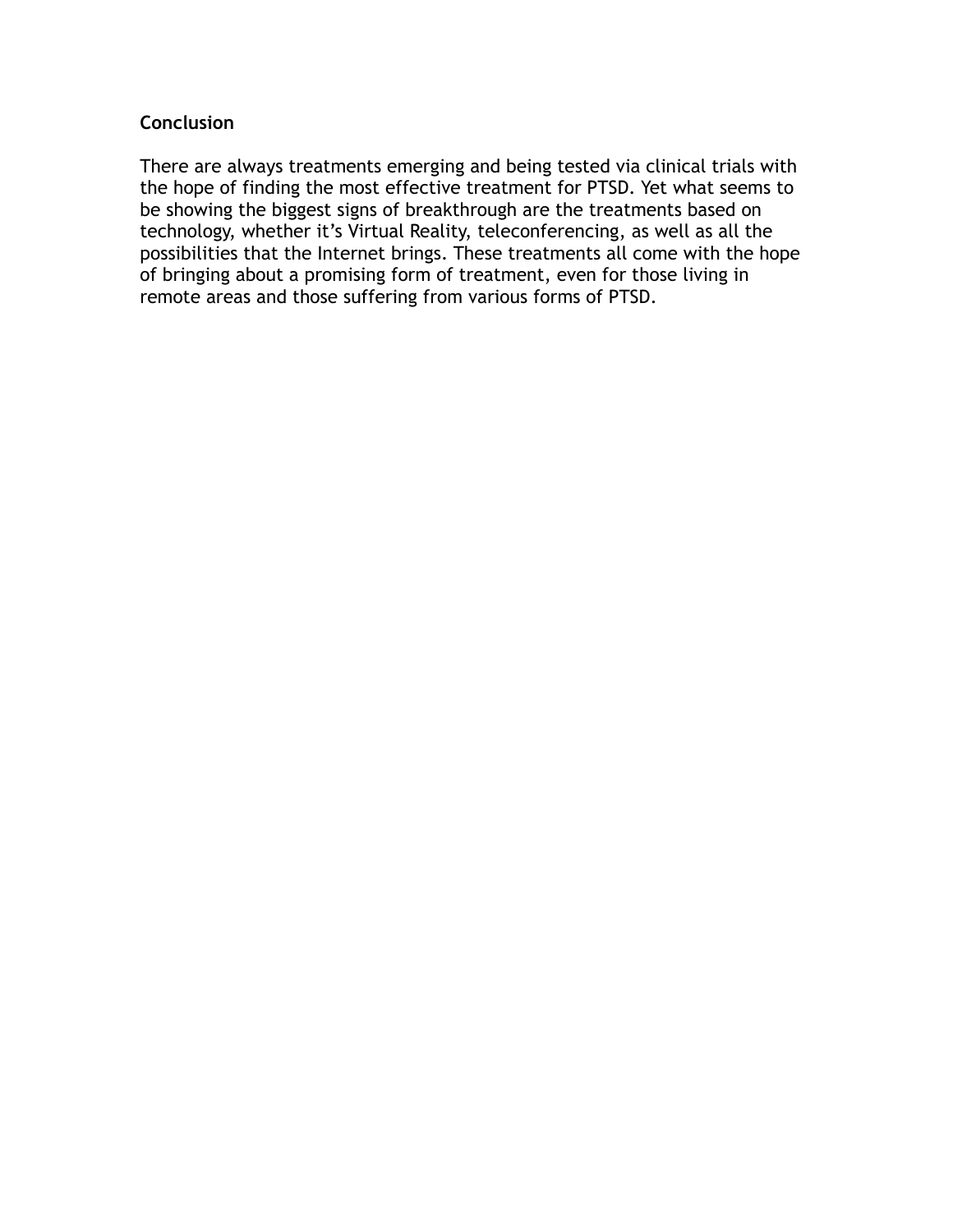## Conclusion

There are always treatments emerging and being tested via clinical trials with the hope of finding the most effective treatment for PTSD. Yet what seems to be showing the biggest signs of breakthrough are the treatments based on technology, whether it's Virtual Reality, teleconferencing, as well as all the possibilities that the Internet brings. These treatments all come with the hope of bringing about a promising form of treatment, even for those living in remote areas and those suffering from various forms of PTSD.